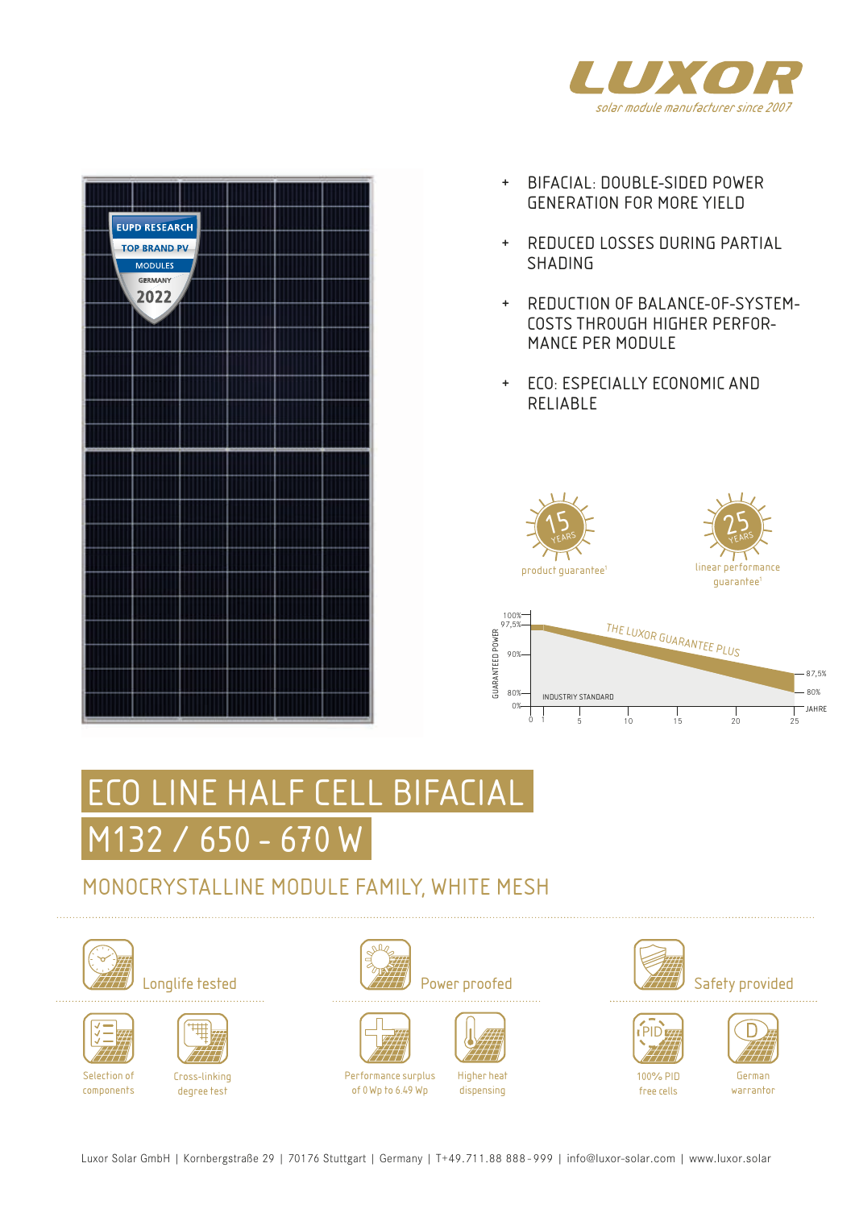LUXOR

*solar module manufacturer since 2007*

- BIFACIAL: DOUBLE-SIDED POWER GENERATION FOR MORE YIELD
- REDUCED LOSSES DURING PARTIAL SHADING
- REDUCTION OF BALANCE-OF-SYSTEM-COSTS THROUGH HIGHER PERFOR-MANCE PER MODULE
- ECO: ESPECIALLY ECONOMIC AND RELIABLE

15 YEARS product guarantee[1]

25 YEARS linear performance guarantee[1]

GUARANTEED POWER: 100% – 97,5% – 90% – 80% – 0%

THE LUXOR GUARANTEE PLUS

INDUSTRIY STANDARD

87,5% – 80%

0 1 5 10 15 20 25 JAHRE

# ECO LINE HALF CELL BIFACIAL
# M132 / 650 - 670 W

## MONOCRYSTALLINE MODULE FAMILY, WHITE MESH

### Longlife tested

- Selection of components
- Cross-linking degree test

### Power proofed

- Performance surplus of 0 Wp to 6.49 Wp
- Higher heat dispensing

### Safety provided

- 100% PID free cells
- German warrantor

Luxor Solar GmbH | Kornbergstraße 29 | 70176 Stuttgart | Germany | T+49.711.88 888-999 | info@luxor-solar.com | www.luxor.solar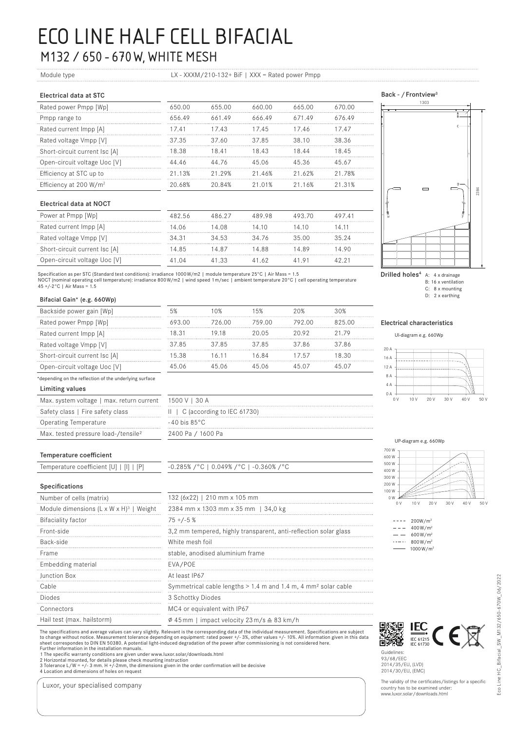# ECO LINE HALF CELL BIFACIAL

## M132 / 650 - 670 W, WHITE MESH

Module type LX - XXXM/210-132+ BiF | XXX = Rated power Pmpp

### Electrical data at STC

| | | | | | |
|---|---|---|---|---|---|
| Rated power Pmpp [Wp] | 650.00 | 655.00 | 660.00 | 665.00 | 670.00 |
| Pmpp range to | 656.49 | 661.49 | 666.49 | 671.49 | 676.49 |
| Rated current Impp [A] | 17.41 | 17.43 | 17.45 | 17.46 | 17.47 |
| Rated voltage Vmpp [V] | 37.35 | 37.60 | 37.85 | 38.10 | 38.36 |
| Short-circuit current Isc [A] | 18.38 | 18.41 | 18.43 | 18.44 | 18.45 |
| Open-circuit voltage Uoc [V] | 44.46 | 44.76 | 45.06 | 45.36 | 45.67 |
| Efficiency at STC up to | 21.13% | 21.29% | 21.46% | 21.62% | 21.78% |
| Efficiency at 200 W/m² | 20.68% | 20.84% | 21.01% | 21.16% | 21.31% |

### Electrical data at NOCT

| | | | | | |
|---|---|---|---|---|---|
| Power at Pmpp [Wp] | 482.56 | 486.27 | 489.98 | 493.70 | 497.41 |
| Rated current Impp [A] | 14.06 | 14.08 | 14.10 | 14.10 | 14.11 |
| Rated voltage Vmpp [V] | 34.31 | 34.53 | 34.76 | 35.00 | 35.24 |
| Short-circuit current Isc [A] | 14.85 | 14.87 | 14.88 | 14.89 | 14.90 |
| Open-circuit voltage Uoc [V] | 41.04 | 41.33 | 41.62 | 41.91 | 42.21 |

Specification as per STC (Standard test conditions): irradiance 1000W/m2 | module temperature 25°C | Air Mass = 1.5
NOCT (nominal operating cell temperature): irradiance 800W/m2 | wind speed 1m/sec | ambient temperature 20°C | cell operating temperature 45 +/-2°C | Air Mass = 1.5

### Bifacial Gain* (e.g. 660Wp)

| | | | | | |
|---|---|---|---|---|---|
| Backside power gain [Wp] | 5% | 10% | 15% | 20% | 30% |
| Rated power Pmpp [Wp] | 693.00 | 726.00 | 759.00 | 792.00 | 825.00 |
| Rated current Impp [A] | 18.31 | 19.18 | 20.05 | 20.92 | 21.79 |
| Rated voltage Vmpp [V] | 37.85 | 37.85 | 37.85 | 37.86 | 37.86 |
| Short-circuit current Isc [A] | 15.38 | 16.11 | 16.84 | 17.57 | 18.30 |
| Open-circuit voltage Uoc [V] | 45.06 | 45.06 | 45.06 | 45.07 | 45.07 |

*depending on the reflection of the underlying surface

### Limiting values

| | |
|---|---|
| Max. system voltage \| max. return current | 1500 V \| 30 A |
| Safety class \| Fire safety class | II \| C (according to IEC 61730) |
| Operating Temperature | -40 bis 85°C |
| Max. tested pressure load-/tensile[2] | 2400 Pa / 1600 Pa |

### Temperature coefficient

| | |
|---|---|
| Temperature coefficient [U] \| [I] \| [P] | -0.285% /°C \| 0.049% /°C \| -0.360% /°C |

### Specifications

| | |
|---|---|
| Number of cells (matrix) | 132 (6x22) \| 210 mm x 105 mm |
| Module dimensions (L x W x H)[3] \| Weight | 2384 mm x 1303 mm x 35 mm \| 34,0 kg |
| Bifaciality factor | 75 +/-5 % |
| Front-side | 3,2 mm tempered, highly transparent, anti-reflection solar glass |
| Back-side | White mesh foil |
| Frame | stable, anodised aluminium frame |
| Embedding material | EVA/POE |
| Junction Box | At least IP67 |
| Cable | Symmetrical cable lengths > 1.4 m and 1.4 m, 4 mm² solar cable |
| Diodes | 3 Schottky Diodes |
| Connectors | MC4 or equivalent with IP67 |
| Hail test (max. hailstorm) | Ø 45mm \| impact velocity 23 m/s ≙ 83 km/h |

The specifications and average values can vary slightly. Relevant is the corresponding data of the individual measurement. Specifications are subject to change without notice. Measurement tolerance depending on equipment: rated power +/- 3%, other values +/- 10%. All information given in this data sheet correspondes to DIN EN 50380. A potential light-induced degradation of the power after commissioning is not considered here.
Further information in the installation manuals.
1 The specific warranty conditions are given under www.luxor.solar/downloads.html
2 Horizontal mounted, for details please check mounting instruction
3 Tolerance L/W = +/- 3 mm. H +/-2mm, the dimensions given in the order confirmation will be decisive
4 Location and dimensions of holes on request

Luxor, your specialised company

### Back - / Frontview[3]

1303
2384
A
B
C
D

**Drilled holes**[4] A: 4 x drainage
B: 16 x ventilation
C: 8 x mounting
D: 2 x earthing

### Electrical characteristics

UI-diagram e.g. 660Wp

20 A
16 A
12 A
8 A
4 A
0 A
0 V 10 V 20 V 30 V 40 V 50 V

UP-diagram e.g. 660Wp

700 W
600 W
500 W
400 W
300 W
200 W
100 W
0 W
0 V 10 V 20 V 30 V 40 V 50 V

200W/m²
400W/m²
600W/m²
800W/m²
1000W/m²

IEC 61215
IEC 61730

Guidelines:
93/68/EEC
2014/35/EU, (LVD)
2014/30/EU, (EMC)

The validity of the certificates/listings for a specific country has to be examined under: www.luxor.solar/downloads.html

Eco Line HC_Bifacial_SW_M132/650-670W_06/2022